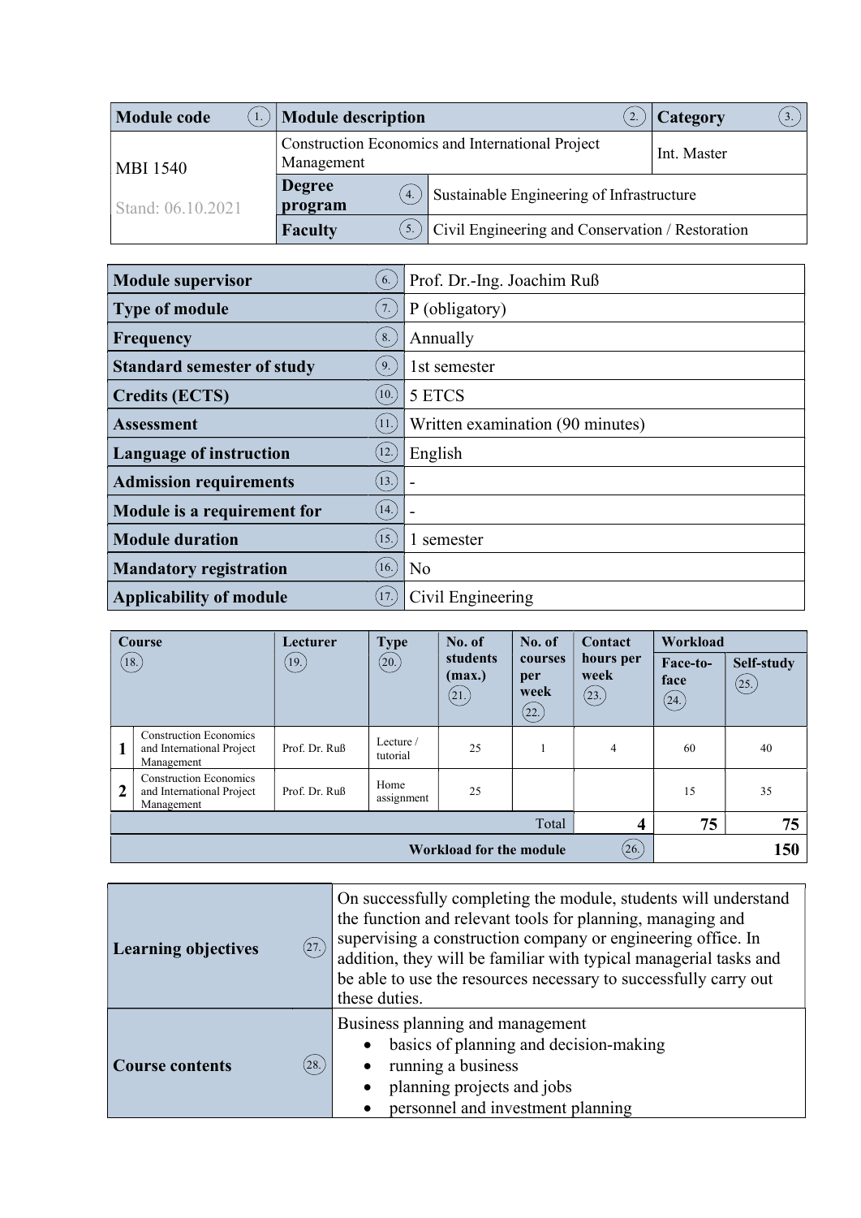| Module code (1.) | Module description (2.) | | Category (3.) |
|---|---|---|---|
| MBI 1540<br>Stand: 06.10.2021 | Construction Economics and International Project Management | | Int. Master |
| | Degree program (4.) | Sustainable Engineering of Infrastructure | |
| | Faculty (5.) | Civil Engineering and Conservation / Restoration | |

| | | |
|---|---|---|
| **Module supervisor** | 6. | Prof. Dr.-Ing. Joachim Ruß |
| **Type of module** | 7. | P (obligatory) |
| **Frequency** | 8. | Annually |
| **Standard semester of study** | 9. | 1st semester |
| **Credits (ECTS)** | 10. | 5 ETCS |
| **Assessment** | 11. | Written examination (90 minutes) |
| **Language of instruction** | 12. | English |
| **Admission requirements** | 13. | - |
| **Module is a requirement for** | 14. | - |
| **Module duration** | 15. | 1 semester |
| **Mandatory registration** | 16. | No |
| **Applicability of module** | 17. | Civil Engineering |

| | Course (18.) | Lecturer (19.) | Type (20.) | No. of students (max.) (21.) | No. of courses per week (22.) | Contact hours per week (23.) | Workload | |
|---|---|---|---|---|---|---|---|---|
| | | | | | | | Face-to-face (24.) | Self-study (25.) |
| 1 | Construction Economics and International Project Management | Prof. Dr. Ruß | Lecture / tutorial | 25 | 1 | 4 | 60 | 40 |
| 2 | Construction Economics and International Project Management | Prof. Dr. Ruß | Home assignment | 25 | | | 15 | 35 |
| | | | | | Total | **4** | **75** | **75** |
| | | | | | **Workload for the module** (26.) | | | **150** |

| | |
|---|---|
| **Learning objectives** (27.) | On successfully completing the module, students will understand the function and relevant tools for planning, managing and supervising a construction company or engineering office. In addition, they will be familiar with typical managerial tasks and be able to use the resources necessary to successfully carry out these duties. |
| **Course contents** (28.) | Business planning and management<br>• basics of planning and decision-making<br>• running a business<br>• planning projects and jobs<br>• personnel and investment planning |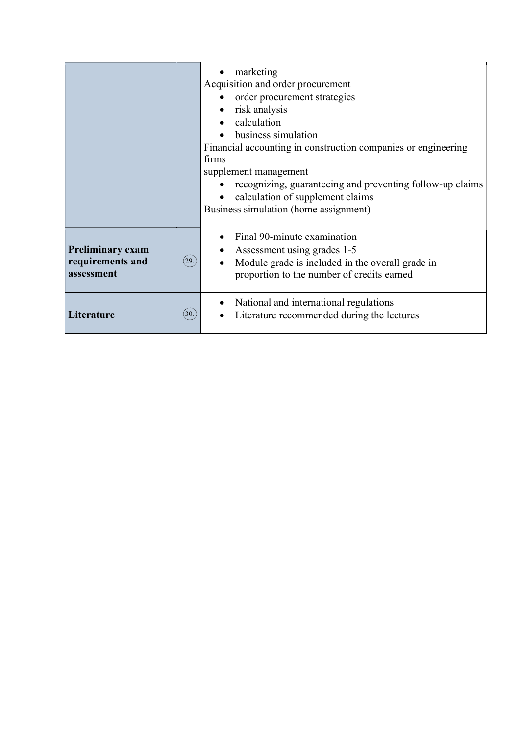| | |
|---|---|
| | • marketing<br>Acquisition and order procurement<br>• order procurement strategies<br>• risk analysis<br>• calculation<br>• business simulation<br>Financial accounting in construction companies or engineering firms<br>supplement management<br>• recognizing, guaranteeing and preventing follow-up claims<br>• calculation of supplement claims<br>Business simulation (home assignment) |
| **Preliminary exam requirements and assessment** (29.) | • Final 90-minute examination<br>• Assessment using grades 1-5<br>• Module grade is included in the overall grade in proportion to the number of credits earned |
| **Literature** (30.) | • National and international regulations<br>• Literature recommended during the lectures |